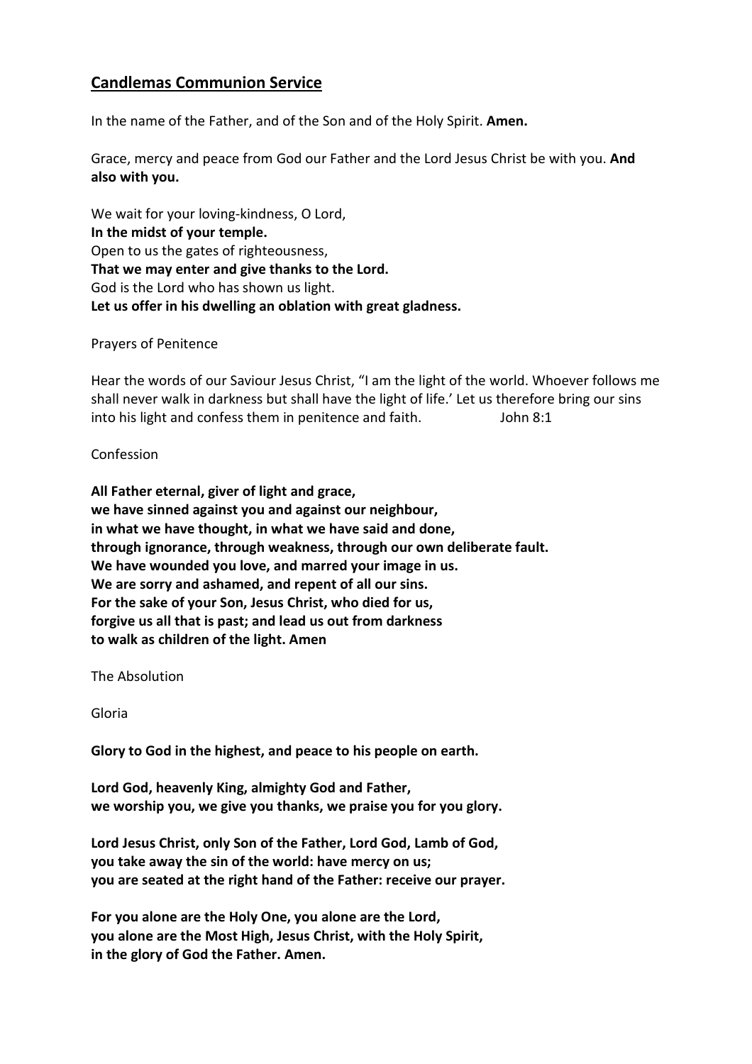## **Candlemas Communion Service**

In the name of the Father, and of the Son and of the Holy Spirit. **Amen.**

Grace, mercy and peace from God our Father and the Lord Jesus Christ be with you. **And also with you.**

We wait for your loving-kindness, O Lord,
**In the midst of your temple.**
Open to us the gates of righteousness,
**That we may enter and give thanks to the Lord.**
God is the Lord who has shown us light.
**Let us offer in his dwelling an oblation with great gladness.**

Prayers of Penitence

Hear the words of our Saviour Jesus Christ, "I am the light of the world. Whoever follows me shall never walk in darkness but shall have the light of life.' Let us therefore bring our sins into his light and confess them in penitence and faith. John 8:1

Confession

**All Father eternal, giver of light and grace,**
**we have sinned against you and against our neighbour,**
**in what we have thought, in what we have said and done,**
**through ignorance, through weakness, through our own deliberate fault.**
**We have wounded you love, and marred your image in us.**
**We are sorry and ashamed, and repent of all our sins.**
**For the sake of your Son, Jesus Christ, who died for us,**
**forgive us all that is past; and lead us out from darkness**
**to walk as children of the light. Amen**

The Absolution

Gloria

**Glory to God in the highest, and peace to his people on earth.**

**Lord God, heavenly King, almighty God and Father,**
**we worship you, we give you thanks, we praise you for you glory.**

**Lord Jesus Christ, only Son of the Father, Lord God, Lamb of God,**
**you take away the sin of the world: have mercy on us;**
**you are seated at the right hand of the Father: receive our prayer.**

**For you alone are the Holy One, you alone are the Lord,**
**you alone are the Most High, Jesus Christ, with the Holy Spirit,**
**in the glory of God the Father. Amen.**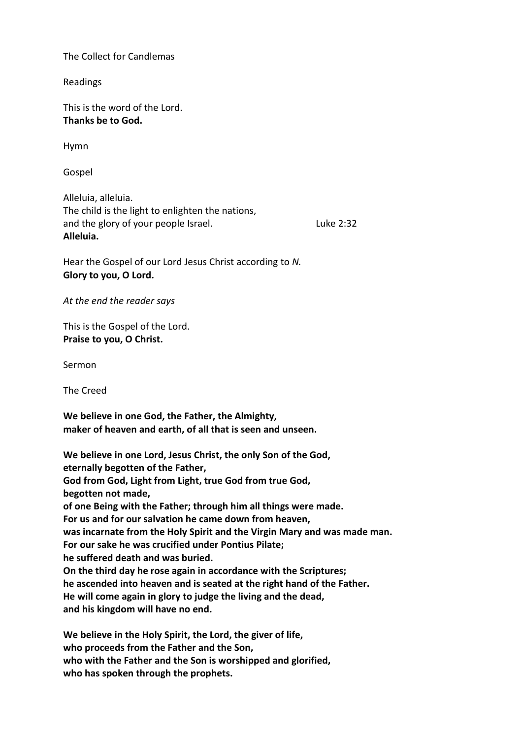The Collect for Candlemas

Readings

This is the word of the Lord.
**Thanks be to God.**

Hymn

Gospel

Alleluia, alleluia.
The child is the light to enlighten the nations,
and the glory of your people Israel. Luke 2:32
**Alleluia.**

Hear the Gospel of our Lord Jesus Christ according to *N.*
**Glory to you, O Lord.**

*At the end the reader says*

This is the Gospel of the Lord.
**Praise to you, O Christ.**

Sermon

The Creed

**We believe in one God, the Father, the Almighty,**
**maker of heaven and earth, of all that is seen and unseen.**

**We believe in one Lord, Jesus Christ, the only Son of the God,**
**eternally begotten of the Father,**
**God from God, Light from Light, true God from true God,**
**begotten not made,**
**of one Being with the Father; through him all things were made.**
**For us and for our salvation he came down from heaven,**
**was incarnate from the Holy Spirit and the Virgin Mary and was made man.**
**For our sake he was crucified under Pontius Pilate;**
**he suffered death and was buried.**
**On the third day he rose again in accordance with the Scriptures;**
**he ascended into heaven and is seated at the right hand of the Father.**
**He will come again in glory to judge the living and the dead,**
**and his kingdom will have no end.**

**We believe in the Holy Spirit, the Lord, the giver of life,**
**who proceeds from the Father and the Son,**
**who with the Father and the Son is worshipped and glorified,**
**who has spoken through the prophets.**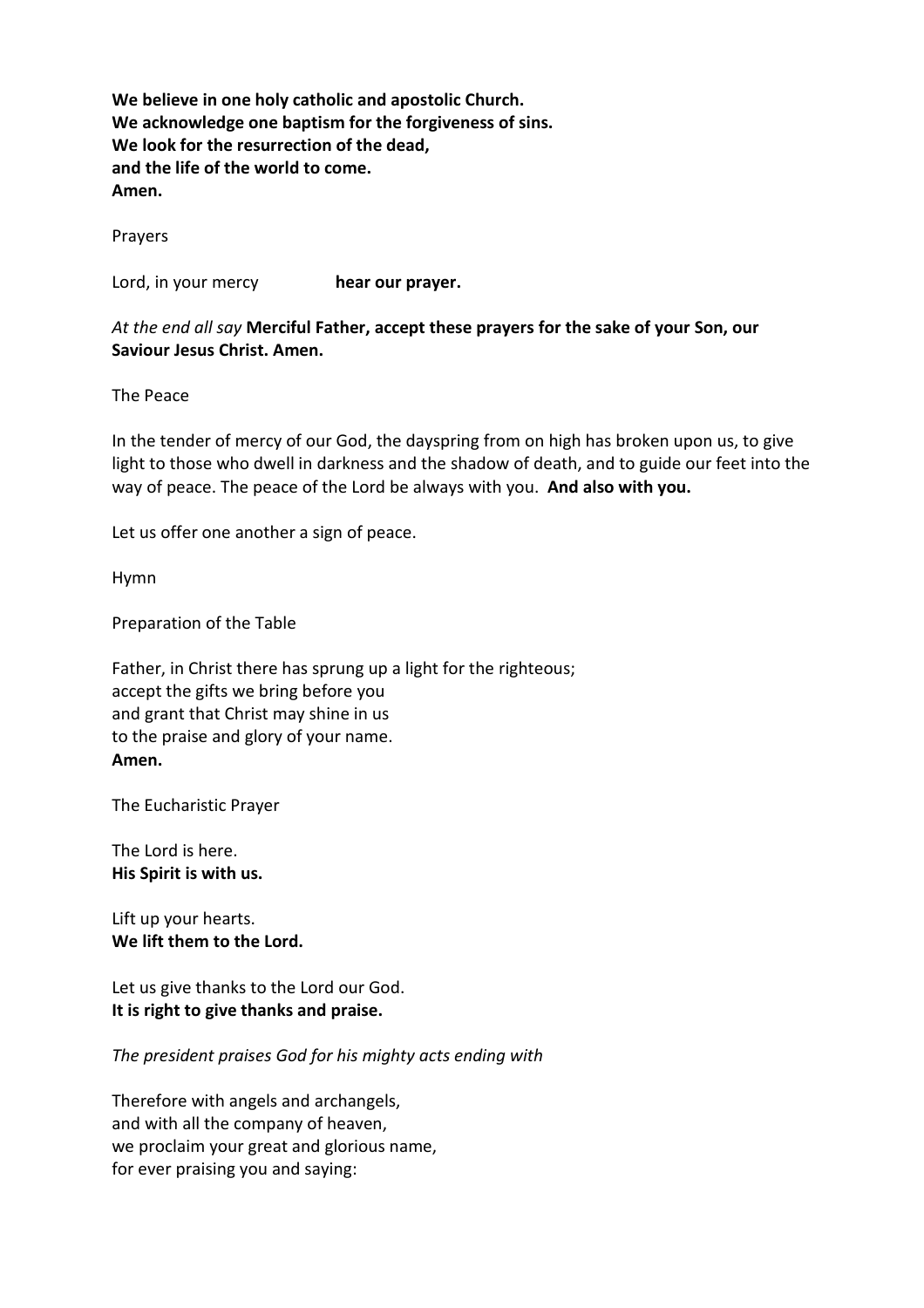**We believe in one holy catholic and apostolic Church.**
**We acknowledge one baptism for the forgiveness of sins.**
**We look for the resurrection of the dead,**
**and the life of the world to come.**
**Amen.**

Prayers

Lord, in your mercy **hear our prayer.**

*At the end all say* **Merciful Father, accept these prayers for the sake of your Son, our Saviour Jesus Christ. Amen.**

The Peace

In the tender of mercy of our God, the dayspring from on high has broken upon us, to give light to those who dwell in darkness and the shadow of death, and to guide our feet into the way of peace. The peace of the Lord be always with you. **And also with you.**

Let us offer one another a sign of peace.

Hymn

Preparation of the Table

Father, in Christ there has sprung up a light for the righteous;
accept the gifts we bring before you
and grant that Christ may shine in us
to the praise and glory of your name.
**Amen.**

The Eucharistic Prayer

The Lord is here.
**His Spirit is with us.**

Lift up your hearts.
**We lift them to the Lord.**

Let us give thanks to the Lord our God.
**It is right to give thanks and praise.**

*The president praises God for his mighty acts ending with*

Therefore with angels and archangels,
and with all the company of heaven,
we proclaim your great and glorious name,
for ever praising you and saying: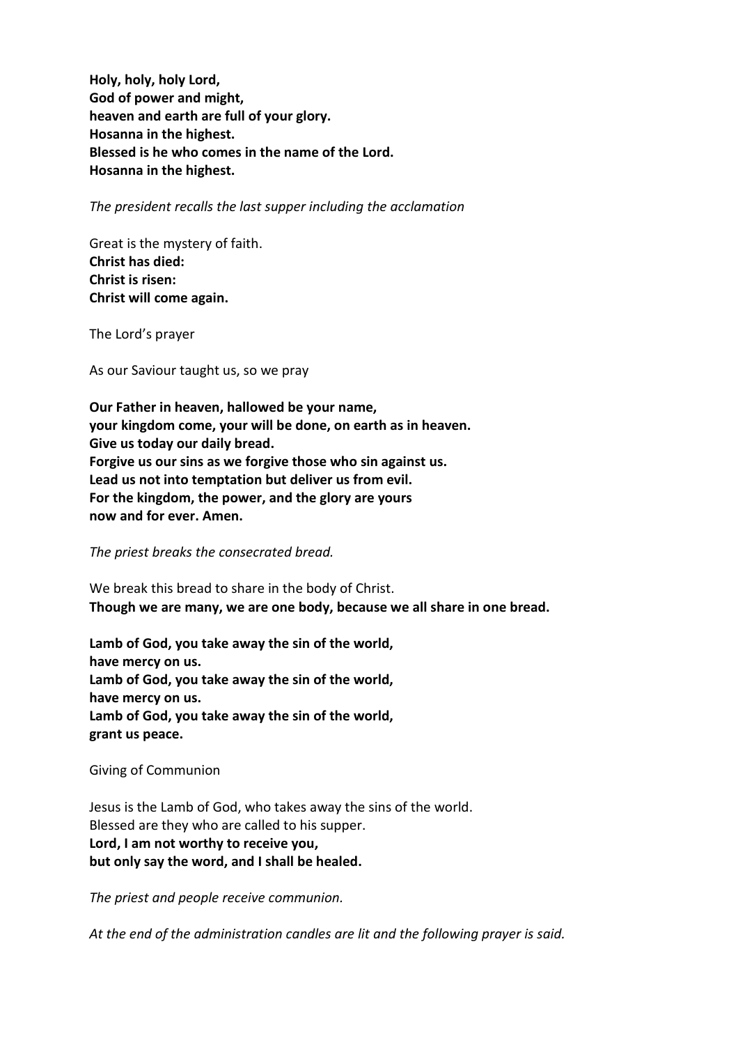**Holy, holy, holy Lord,**
**God of power and might,**
**heaven and earth are full of your glory.**
**Hosanna in the highest.**
**Blessed is he who comes in the name of the Lord.**
**Hosanna in the highest.**

*The president recalls the last supper including the acclamation*

Great is the mystery of faith.
**Christ has died:**
**Christ is risen:**
**Christ will come again.**

The Lord's prayer

As our Saviour taught us, so we pray

**Our Father in heaven, hallowed be your name,**
**your kingdom come, your will be done, on earth as in heaven.**
**Give us today our daily bread.**
**Forgive us our sins as we forgive those who sin against us.**
**Lead us not into temptation but deliver us from evil.**
**For the kingdom, the power, and the glory are yours**
**now and for ever. Amen.**

*The priest breaks the consecrated bread.*

We break this bread to share in the body of Christ.
**Though we are many, we are one body, because we all share in one bread.**

**Lamb of God, you take away the sin of the world,**
**have mercy on us.**
**Lamb of God, you take away the sin of the world,**
**have mercy on us.**
**Lamb of God, you take away the sin of the world,**
**grant us peace.**

Giving of Communion

Jesus is the Lamb of God, who takes away the sins of the world.
Blessed are they who are called to his supper.
**Lord, I am not worthy to receive you,**
**but only say the word, and I shall be healed.**

*The priest and people receive communion.*

*At the end of the administration candles are lit and the following prayer is said.*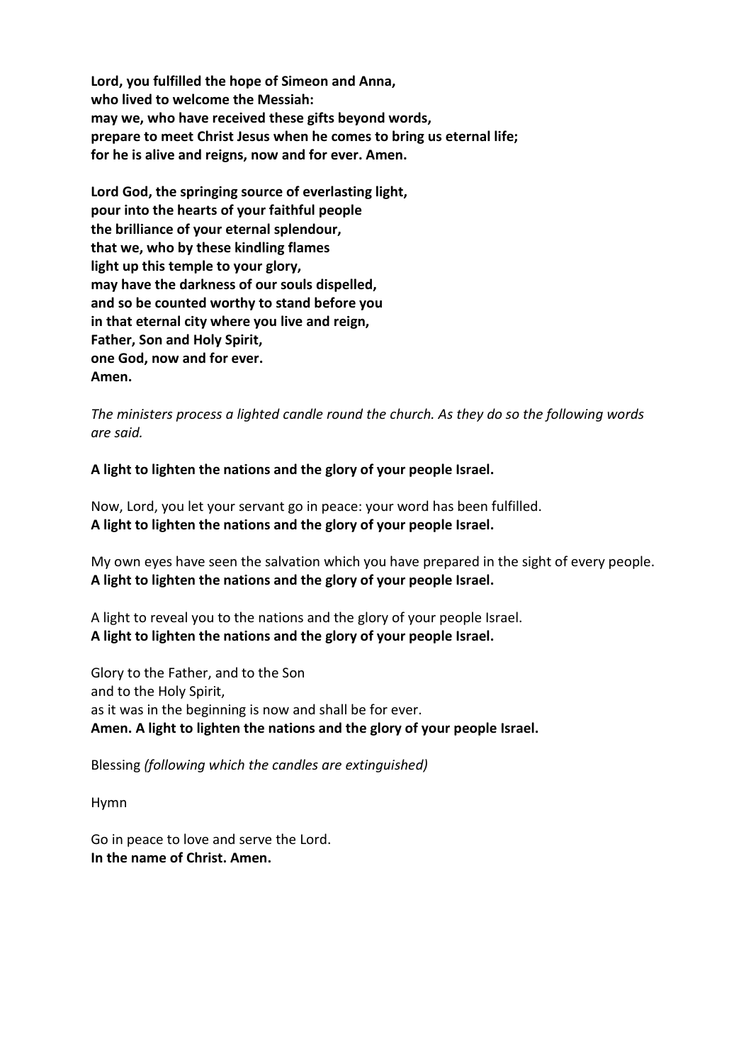**Lord, you fulfilled the hope of Simeon and Anna,**
**who lived to welcome the Messiah:**
**may we, who have received these gifts beyond words,**
**prepare to meet Christ Jesus when he comes to bring us eternal life;**
**for he is alive and reigns, now and for ever. Amen.**

**Lord God, the springing source of everlasting light,**
**pour into the hearts of your faithful people**
**the brilliance of your eternal splendour,**
**that we, who by these kindling flames**
**light up this temple to your glory,**
**may have the darkness of our souls dispelled,**
**and so be counted worthy to stand before you**
**in that eternal city where you live and reign,**
**Father, Son and Holy Spirit,**
**one God, now and for ever.**
**Amen.**

*The ministers process a lighted candle round the church. As they do so the following words are said.*

**A light to lighten the nations and the glory of your people Israel.**

Now, Lord, you let your servant go in peace: your word has been fulfilled.
**A light to lighten the nations and the glory of your people Israel.**

My own eyes have seen the salvation which you have prepared in the sight of every people.
**A light to lighten the nations and the glory of your people Israel.**

A light to reveal you to the nations and the glory of your people Israel.
**A light to lighten the nations and the glory of your people Israel.**

Glory to the Father, and to the Son
and to the Holy Spirit,
as it was in the beginning is now and shall be for ever.
**Amen. A light to lighten the nations and the glory of your people Israel.**

Blessing *(following which the candles are extinguished)*

Hymn

Go in peace to love and serve the Lord.
**In the name of Christ. Amen.**